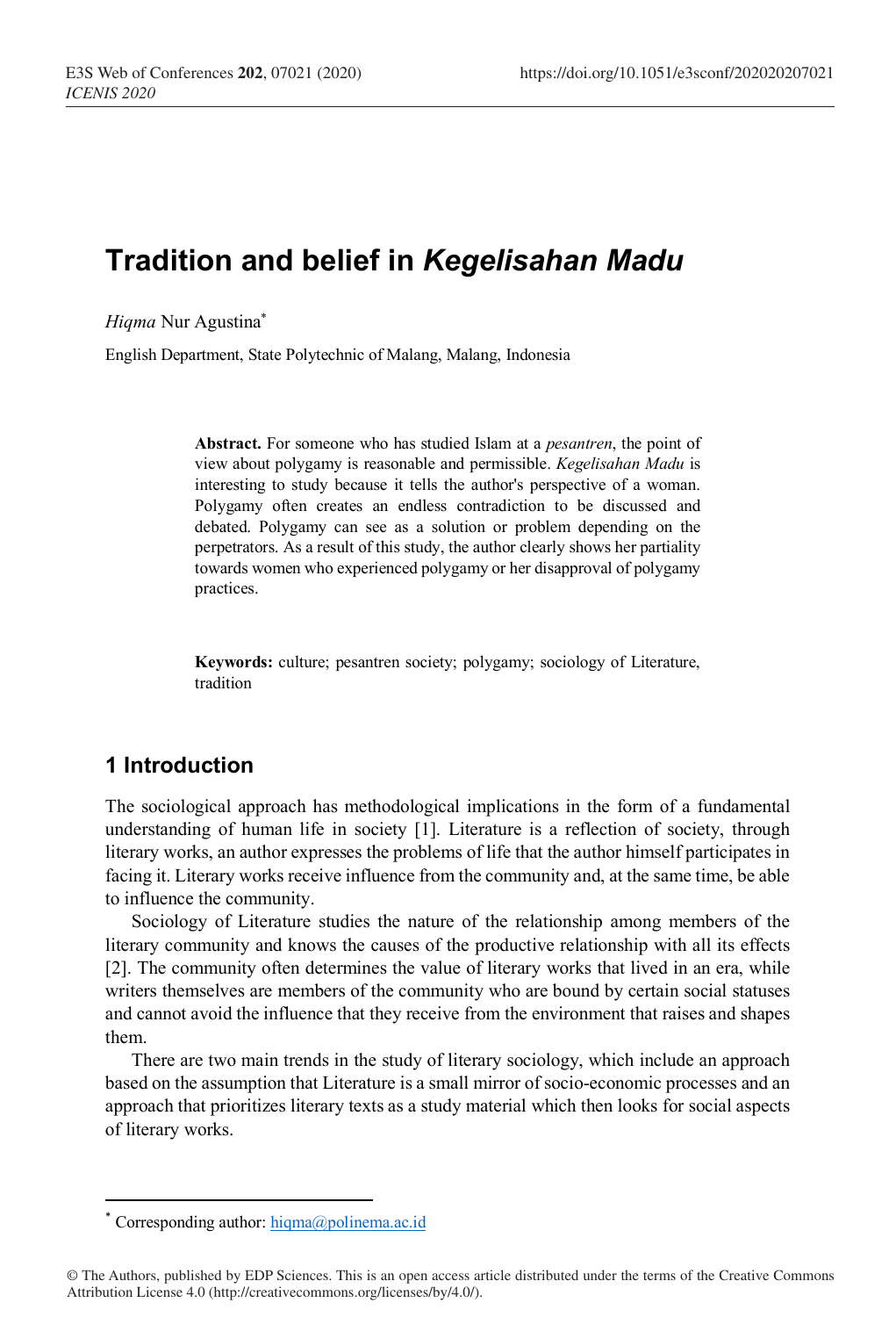# Tradition and belief in *Kegelisahan Madu*

*Hiqma* Nur Agustina*

English Department, State Polytechnic of Malang, Malang, Indonesia

**Abstract.** For someone who has studied Islam at a *pesantren*, the point of view about polygamy is reasonable and permissible. *Kegelisahan Madu* is interesting to study because it tells the author's perspective of a woman. Polygamy often creates an endless contradiction to be discussed and debated. Polygamy can see as a solution or problem depending on the perpetrators. As a result of this study, the author clearly shows her partiality towards women who experienced polygamy or her disapproval of polygamy practices.

**Keywords:** culture; pesantren society; polygamy; sociology of Literature, tradition

## 1 Introduction

The sociological approach has methodological implications in the form of a fundamental understanding of human life in society [1]. Literature is a reflection of society, through literary works, an author expresses the problems of life that the author himself participates in facing it. Literary works receive influence from the community and, at the same time, be able to influence the community.

Sociology of Literature studies the nature of the relationship among members of the literary community and knows the causes of the productive relationship with all its effects [2]. The community often determines the value of literary works that lived in an era, while writers themselves are members of the community who are bound by certain social statuses and cannot avoid the influence that they receive from the environment that raises and shapes them.

There are two main trends in the study of literary sociology, which include an approach based on the assumption that Literature is a small mirror of socio-economic processes and an approach that prioritizes literary texts as a study material which then looks for social aspects of literary works.

* Corresponding author: hiqma@polinema.ac.id

© The Authors, published by EDP Sciences. This is an open access article distributed under the terms of the Creative Commons Attribution License 4.0 (http://creativecommons.org/licenses/by/4.0/).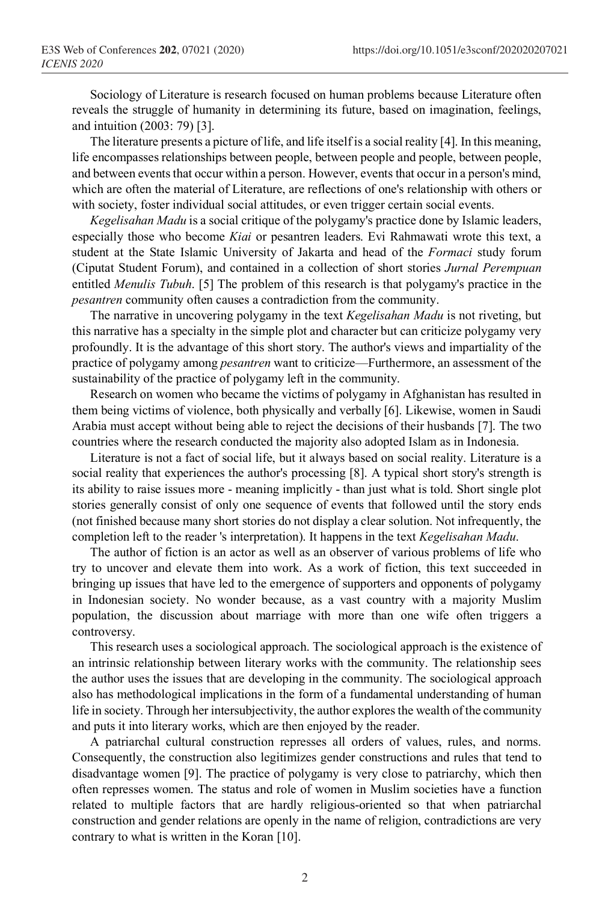Sociology of Literature is research focused on human problems because Literature often reveals the struggle of humanity in determining its future, based on imagination, feelings, and intuition (2003: 79) [3].

The literature presents a picture of life, and life itself is a social reality [4]. In this meaning, life encompasses relationships between people, between people and people, between people, and between events that occur within a person. However, events that occur in a person's mind, which are often the material of Literature, are reflections of one's relationship with others or with society, foster individual social attitudes, or even trigger certain social events.

*Kegelisahan Madu* is a social critique of the polygamy's practice done by Islamic leaders, especially those who become *Kiai* or pesantren leaders. Evi Rahmawati wrote this text, a student at the State Islamic University of Jakarta and head of the *Formaci* study forum (Ciputat Student Forum), and contained in a collection of short stories *Jurnal Perempuan* entitled *Menulis Tubuh*. [5] The problem of this research is that polygamy's practice in the *pesantren* community often causes a contradiction from the community.

The narrative in uncovering polygamy in the text *Kegelisahan Madu* is not riveting, but this narrative has a specialty in the simple plot and character but can criticize polygamy very profoundly. It is the advantage of this short story. The author's views and impartiality of the practice of polygamy among *pesantren* want to criticize—Furthermore, an assessment of the sustainability of the practice of polygamy left in the community.

Research on women who became the victims of polygamy in Afghanistan has resulted in them being victims of violence, both physically and verbally [6]. Likewise, women in Saudi Arabia must accept without being able to reject the decisions of their husbands [7]. The two countries where the research conducted the majority also adopted Islam as in Indonesia.

Literature is not a fact of social life, but it always based on social reality. Literature is a social reality that experiences the author's processing [8]. A typical short story's strength is its ability to raise issues more - meaning implicitly - than just what is told. Short single plot stories generally consist of only one sequence of events that followed until the story ends (not finished because many short stories do not display a clear solution. Not infrequently, the completion left to the reader 's interpretation). It happens in the text *Kegelisahan Madu*.

The author of fiction is an actor as well as an observer of various problems of life who try to uncover and elevate them into work. As a work of fiction, this text succeeded in bringing up issues that have led to the emergence of supporters and opponents of polygamy in Indonesian society. No wonder because, as a vast country with a majority Muslim population, the discussion about marriage with more than one wife often triggers a controversy.

This research uses a sociological approach. The sociological approach is the existence of an intrinsic relationship between literary works with the community. The relationship sees the author uses the issues that are developing in the community. The sociological approach also has methodological implications in the form of a fundamental understanding of human life in society. Through her intersubjectivity, the author explores the wealth of the community and puts it into literary works, which are then enjoyed by the reader.

A patriarchal cultural construction represses all orders of values, rules, and norms. Consequently, the construction also legitimizes gender constructions and rules that tend to disadvantage women [9]. The practice of polygamy is very close to patriarchy, which then often represses women. The status and role of women in Muslim societies have a function related to multiple factors that are hardly religious-oriented so that when patriarchal construction and gender relations are openly in the name of religion, contradictions are very contrary to what is written in the Koran [10].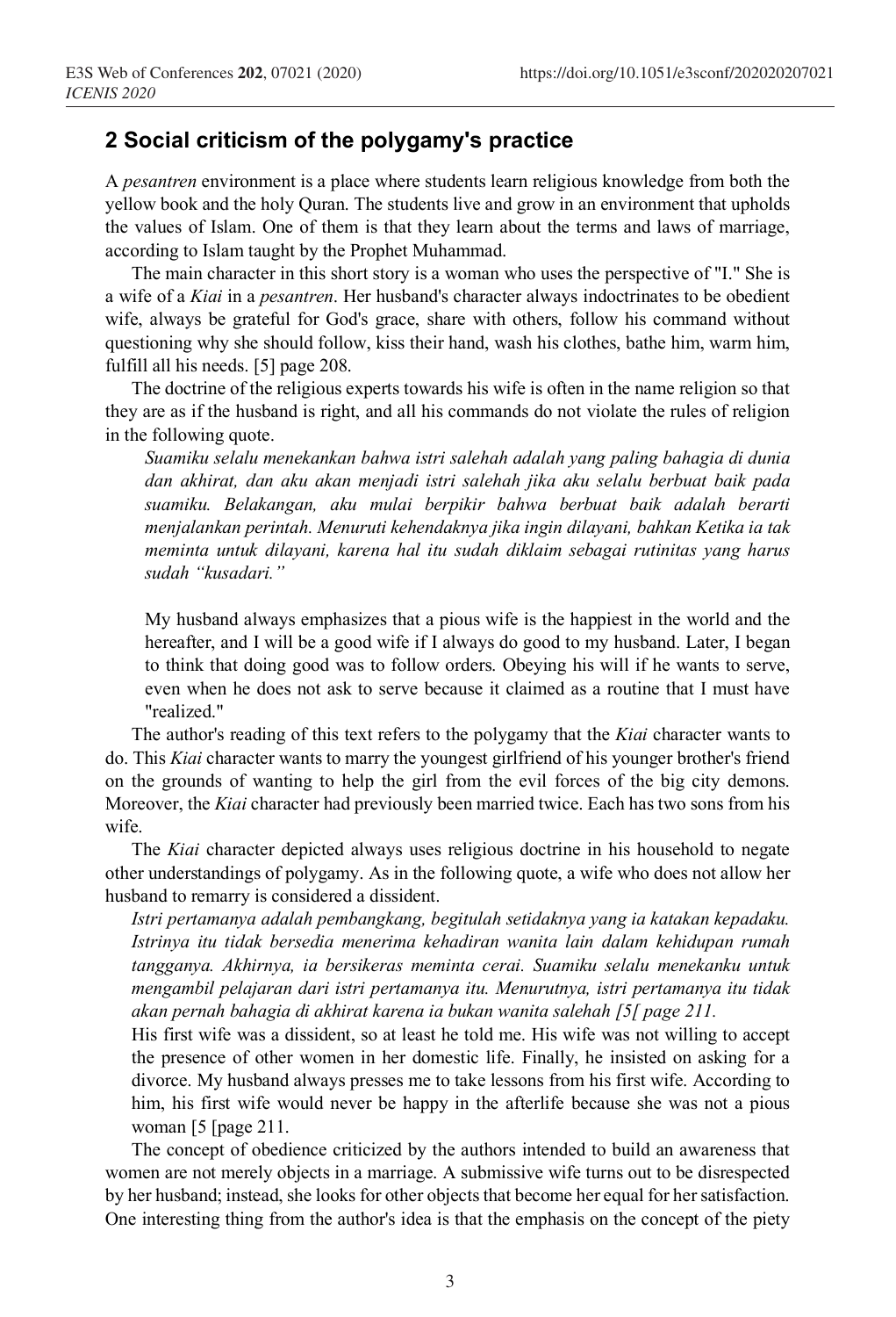## 2 Social criticism of the polygamy's practice

A *pesantren* environment is a place where students learn religious knowledge from both the yellow book and the holy Quran. The students live and grow in an environment that upholds the values of Islam. One of them is that they learn about the terms and laws of marriage, according to Islam taught by the Prophet Muhammad.

The main character in this short story is a woman who uses the perspective of "I." She is a wife of a *Kiai* in a *pesantren*. Her husband's character always indoctrinates to be obedient wife, always be grateful for God's grace, share with others, follow his command without questioning why she should follow, kiss their hand, wash his clothes, bathe him, warm him, fulfill all his needs. [5] page 208.

The doctrine of the religious experts towards his wife is often in the name religion so that they are as if the husband is right, and all his commands do not violate the rules of religion in the following quote.

> *Suamiku selalu menekankan bahwa istri salehah adalah yang paling bahagia di dunia dan akhirat, dan aku akan menjadi istri salehah jika aku selalu berbuat baik pada suamiku. Belakangan, aku mulai berpikir bahwa berbuat baik adalah berarti menjalankan perintah. Menuruti kehendaknya jika ingin dilayani, bahkan Ketika ia tak meminta untuk dilayani, karena hal itu sudah diklaim sebagai rutinitas yang harus sudah "kusadari."*
>
> My husband always emphasizes that a pious wife is the happiest in the world and the hereafter, and I will be a good wife if I always do good to my husband. Later, I began to think that doing good was to follow orders. Obeying his will if he wants to serve, even when he does not ask to serve because it claimed as a routine that I must have "realized."

The author's reading of this text refers to the polygamy that the *Kiai* character wants to do. This *Kiai* character wants to marry the youngest girlfriend of his younger brother's friend on the grounds of wanting to help the girl from the evil forces of the big city demons. Moreover, the *Kiai* character had previously been married twice. Each has two sons from his wife.

The *Kiai* character depicted always uses religious doctrine in his household to negate other understandings of polygamy. As in the following quote, a wife who does not allow her husband to remarry is considered a dissident.

> *Istri pertamanya adalah pembangkang, begitulah setidaknya yang ia katakan kepadaku. Istrinya itu tidak bersedia menerima kehadiran wanita lain dalam kehidupan rumah tangganya. Akhirnya, ia bersikeras meminta cerai. Suamiku selalu menekanku untuk mengambil pelajaran dari istri pertamanya itu. Menurutnya, istri pertamanya itu tidak akan pernah bahagia di akhirat karena ia bukan wanita salehah [5[ page 211.*
>
> His first wife was a dissident, so at least he told me. His wife was not willing to accept the presence of other women in her domestic life. Finally, he insisted on asking for a divorce. My husband always presses me to take lessons from his first wife. According to him, his first wife would never be happy in the afterlife because she was not a pious woman [5 [page 211.

The concept of obedience criticized by the authors intended to build an awareness that women are not merely objects in a marriage. A submissive wife turns out to be disrespected by her husband; instead, she looks for other objects that become her equal for her satisfaction. One interesting thing from the author's idea is that the emphasis on the concept of the piety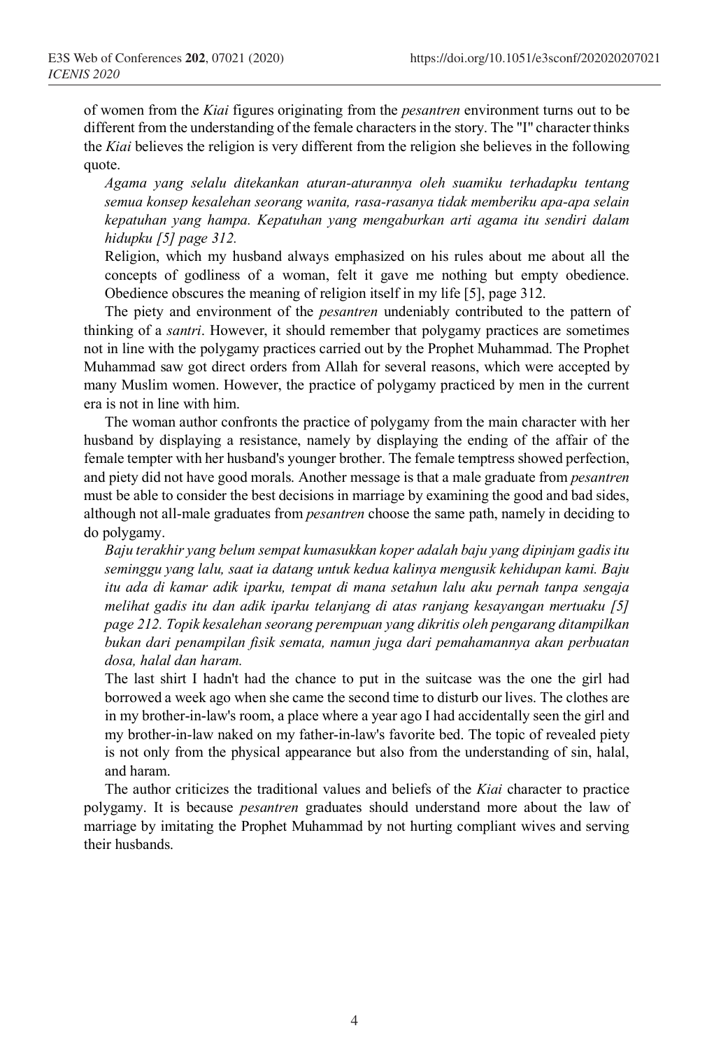of women from the *Kiai* figures originating from the *pesantren* environment turns out to be different from the understanding of the female characters in the story. The "I" character thinks the *Kiai* believes the religion is very different from the religion she believes in the following quote.

> *Agama yang selalu ditekankan aturan-aturannya oleh suamiku terhadapku tentang semua konsep kesalehan seorang wanita, rasa-rasanya tidak memberiku apa-apa selain kepatuhan yang hampa. Kepatuhan yang mengaburkan arti agama itu sendiri dalam hidupku [5] page 312.*
>
> Religion, which my husband always emphasized on his rules about me about all the concepts of godliness of a woman, felt it gave me nothing but empty obedience. Obedience obscures the meaning of religion itself in my life [5], page 312.

The piety and environment of the *pesantren* undeniably contributed to the pattern of thinking of a *santri*. However, it should remember that polygamy practices are sometimes not in line with the polygamy practices carried out by the Prophet Muhammad. The Prophet Muhammad saw got direct orders from Allah for several reasons, which were accepted by many Muslim women. However, the practice of polygamy practiced by men in the current era is not in line with him.

The woman author confronts the practice of polygamy from the main character with her husband by displaying a resistance, namely by displaying the ending of the affair of the female tempter with her husband's younger brother. The female temptress showed perfection, and piety did not have good morals. Another message is that a male graduate from *pesantren* must be able to consider the best decisions in marriage by examining the good and bad sides, although not all-male graduates from *pesantren* choose the same path, namely in deciding to do polygamy.

> *Baju terakhir yang belum sempat kumasukkan koper adalah baju yang dipinjam gadis itu seminggu yang lalu, saat ia datang untuk kedua kalinya mengusik kehidupan kami. Baju itu ada di kamar adik iparku, tempat di mana setahun lalu aku pernah tanpa sengaja melihat gadis itu dan adik iparku telanjang di atas ranjang kesayangan mertuaku [5] page 212. Topik kesalehan seorang perempuan yang dikritis oleh pengarang ditampilkan bukan dari penampilan fisik semata, namun juga dari pemahamannya akan perbuatan dosa, halal dan haram.*
>
> The last shirt I hadn't had the chance to put in the suitcase was the one the girl had borrowed a week ago when she came the second time to disturb our lives. The clothes are in my brother-in-law's room, a place where a year ago I had accidentally seen the girl and my brother-in-law naked on my father-in-law's favorite bed. The topic of revealed piety is not only from the physical appearance but also from the understanding of sin, halal, and haram.

The author criticizes the traditional values and beliefs of the *Kiai* character to practice polygamy. It is because *pesantren* graduates should understand more about the law of marriage by imitating the Prophet Muhammad by not hurting compliant wives and serving their husbands.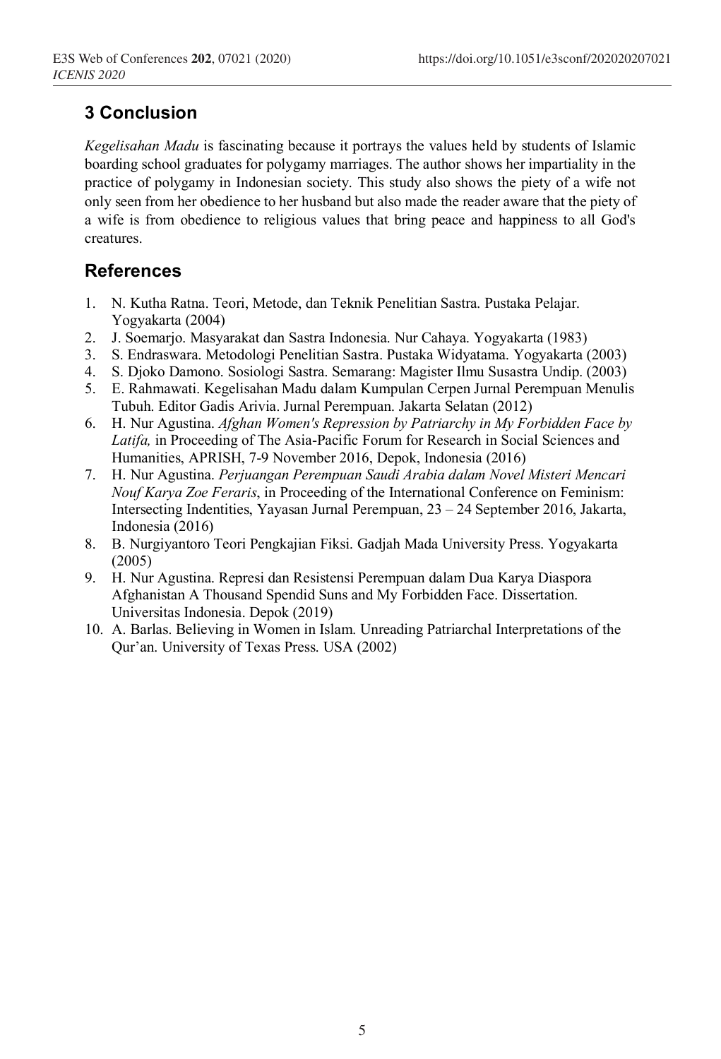## 3 Conclusion

*Kegelisahan Madu* is fascinating because it portrays the values held by students of Islamic boarding school graduates for polygamy marriages. The author shows her impartiality in the practice of polygamy in Indonesian society. This study also shows the piety of a wife not only seen from her obedience to her husband but also made the reader aware that the piety of a wife is from obedience to religious values that bring peace and happiness to all God's creatures.

## References

1. N. Kutha Ratna. Teori, Metode, dan Teknik Penelitian Sastra. Pustaka Pelajar. Yogyakarta (2004)
2. J. Soemarjo. Masyarakat dan Sastra Indonesia. Nur Cahaya. Yogyakarta (1983)
3. S. Endraswara. Metodologi Penelitian Sastra. Pustaka Widyatama. Yogyakarta (2003)
4. S. Djoko Damono. Sosiologi Sastra. Semarang: Magister Ilmu Susastra Undip. (2003)
5. E. Rahmawati. Kegelisahan Madu dalam Kumpulan Cerpen Jurnal Perempuan Menulis Tubuh. Editor Gadis Arivia. Jurnal Perempuan. Jakarta Selatan (2012)
6. H. Nur Agustina. *Afghan Women's Repression by Patriarchy in My Forbidden Face by Latifa,* in Proceeding of The Asia-Pacific Forum for Research in Social Sciences and Humanities, APRISH, 7-9 November 2016, Depok, Indonesia (2016)
7. H. Nur Agustina. *Perjuangan Perempuan Saudi Arabia dalam Novel Misteri Mencari Nouf Karya Zoe Feraris*, in Proceeding of the International Conference on Feminism: Intersecting Indentities, Yayasan Jurnal Perempuan, 23 – 24 September 2016, Jakarta, Indonesia (2016)
8. B. Nurgiyantoro Teori Pengkajian Fiksi. Gadjah Mada University Press. Yogyakarta (2005)
9. H. Nur Agustina. Represi dan Resistensi Perempuan dalam Dua Karya Diaspora Afghanistan A Thousand Spendid Suns and My Forbidden Face. Dissertation. Universitas Indonesia. Depok (2019)
10. A. Barlas. Believing in Women in Islam. Unreading Patriarchal Interpretations of the Qur'an. University of Texas Press. USA (2002)